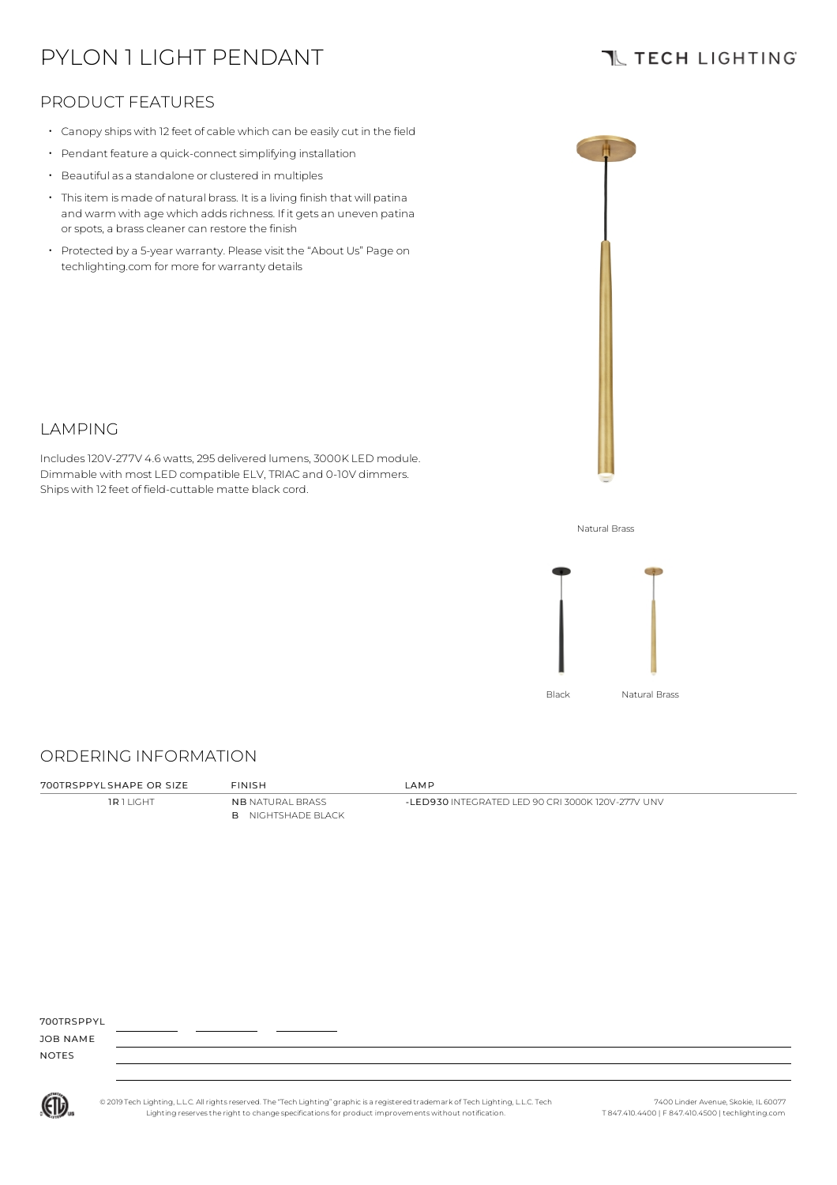# PYLON 1 LIGHT PENDANT

TECH LIGHTING

## PRODUCT FEATURES

- Canopy ships with 12 feet of cable which can be easily cut in the field
- Pendant feature a quick-connect simplifying installation
- Beautiful as a standalone or clustered in multiples
- This item is made of natural brass. It is a living finish that will patina and warm with age which adds richness. If it gets an uneven patina or spots, a brass cleaner can restore the finish
- Protected by a 5-year warranty. Please visit the "About Us" Page on techlighting.com for more for warranty details

Natural Brass

Black

Natural Brass

## LAMPING

Includes 120V-277V 4.6 watts, 295 delivered lumens, 3000K LED module. Dimmable with most LED compatible ELV, TRIAC and 0-10V dimmers. Ships with 12 feet of field-cuttable matte black cord.

## ORDERING INFORMATION

| 700TRSPPYL SHAPE OR SIZE | FINISH | LAMP |
|---|---|---|
| 1R 1 LIGHT | NB NATURAL BRASS | -LED930 INTEGRATED LED 90 CRI 3000K 120V-277V UNV |
| | B NIGHTSHADE BLACK | |

700TRSPPYL \_\_\_\_\_\_\_\_ \_\_\_\_\_\_\_\_ \_\_\_\_\_\_\_\_

JOB NAME

NOTES

© 2019 Tech Lighting, L.L.C. All rights reserved. The "Tech Lighting" graphic is a registered trademark of Tech Lighting, L.L.C. Tech Lighting reserves the right to change specifications for product improvements without notification.

7400 Linder Avenue, Skokie, IL 60077
T 847.410.4400 | F 847.410.4500 | techlighting.com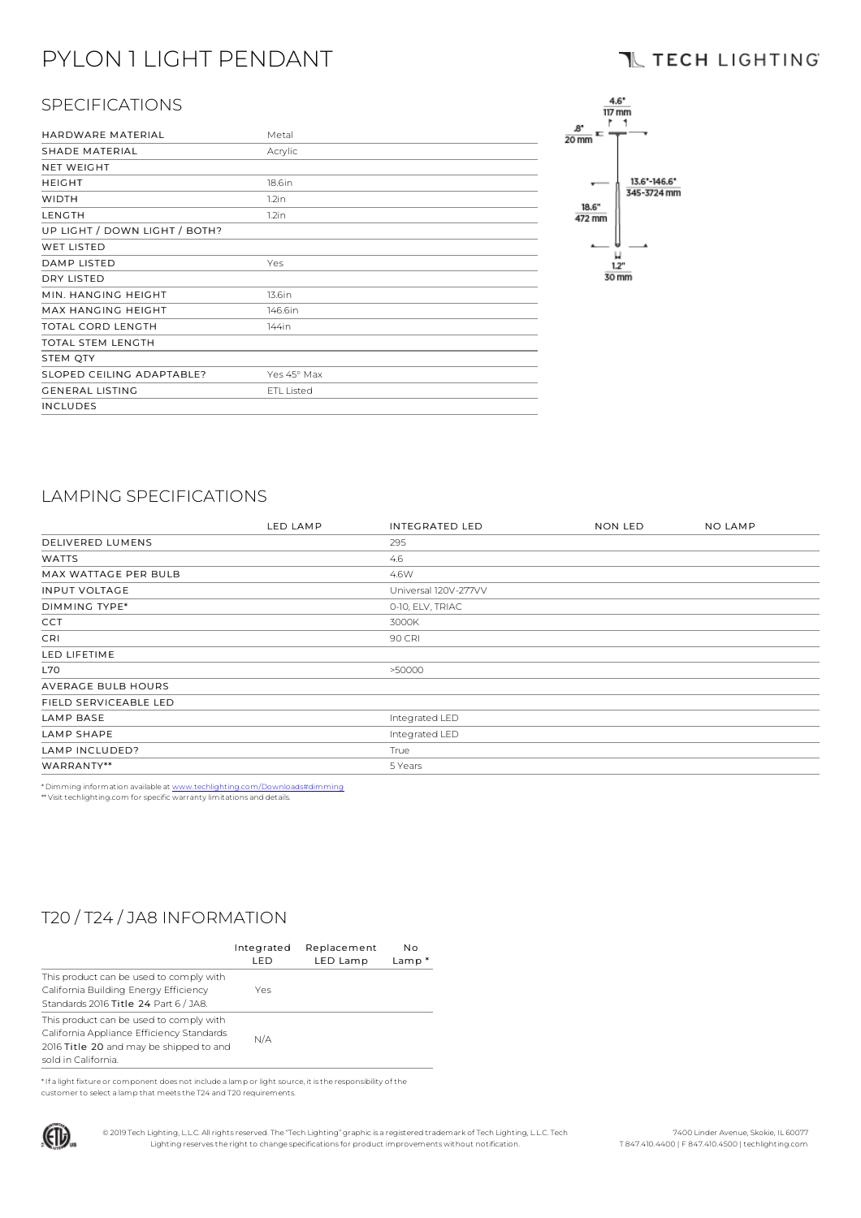# PYLON 1 LIGHT PENDANT

TECH LIGHTING

## SPECIFICATIONS

| | |
|---|---|
| HARDWARE MATERIAL | Metal |
| SHADE MATERIAL | Acrylic |
| NET WEIGHT | |
| HEIGHT | 18.6in |
| WIDTH | 1.2in |
| LENGTH | 1.2in |
| UP LIGHT / DOWN LIGHT / BOTH? | |
| WET LISTED | |
| DAMP LISTED | Yes |
| DRY LISTED | |
| MIN. HANGING HEIGHT | 13.6in |
| MAX HANGING HEIGHT | 146.6in |
| TOTAL CORD LENGTH | 144in |
| TOTAL STEM LENGTH | |
| STEM QTY | |
| SLOPED CEILING ADAPTABLE? | Yes 45° Max |
| GENERAL LISTING | ETL Listed |
| INCLUDES | |

4.6"
117 mm

.8"
20 mm

13.6"-146.6"
345-3724 mm

18.6"
472 mm

1.2"
30 mm

## LAMPING SPECIFICATIONS

| | LED LAMP | INTEGRATED LED | NON LED | NO LAMP |
|---|---|---|---|---|
| DELIVERED LUMENS | | 295 | | |
| WATTS | | 4.6 | | |
| MAX WATTAGE PER BULB | | 4.6W | | |
| INPUT VOLTAGE | | Universal 120V-277VV | | |
| DIMMING TYPE* | | 0-10, ELV, TRIAC | | |
| CCT | | 3000K | | |
| CRI | | 90 CRI | | |
| LED LIFETIME | | | | |
| L70 | | >50000 | | |
| AVERAGE BULB HOURS | | | | |
| FIELD SERVICEABLE LED | | | | |
| LAMP BASE | | Integrated LED | | |
| LAMP SHAPE | | Integrated LED | | |
| LAMP INCLUDED? | | True | | |
| WARRANTY** | | 5 Years | | |

* Dimming information available at www.techlighting.com/Downloads#dimming
** Visit techlighting.com for specific warranty limitations and details.

## T20 / T24 / JA8 INFORMATION

| | Integrated LED | Replacement LED Lamp | No Lamp * |
|---|---|---|---|
| This product can be used to comply with California Building Energy Efficiency Standards 2016 Title 24 Part 6 / JA8. | Yes | | |
| This product can be used to comply with California Appliance Efficiency Standards 2016 Title 20 and may be shipped to and sold in California. | N/A | | |

* If a light fixture or component does not include a lamp or light source, it is the responsibility of the customer to select a lamp that meets the T24 and T20 requirements.

© 2019 Tech Lighting, L.L.C. All rights reserved. The "Tech Lighting" graphic is a registered trademark of Tech Lighting, L.L.C. Tech Lighting reserves the right to change specifications for product improvements without notification.

7400 Linder Avenue, Skokie, IL 60077
T 847.410.4400 | F 847.410.4500 | techlighting.com